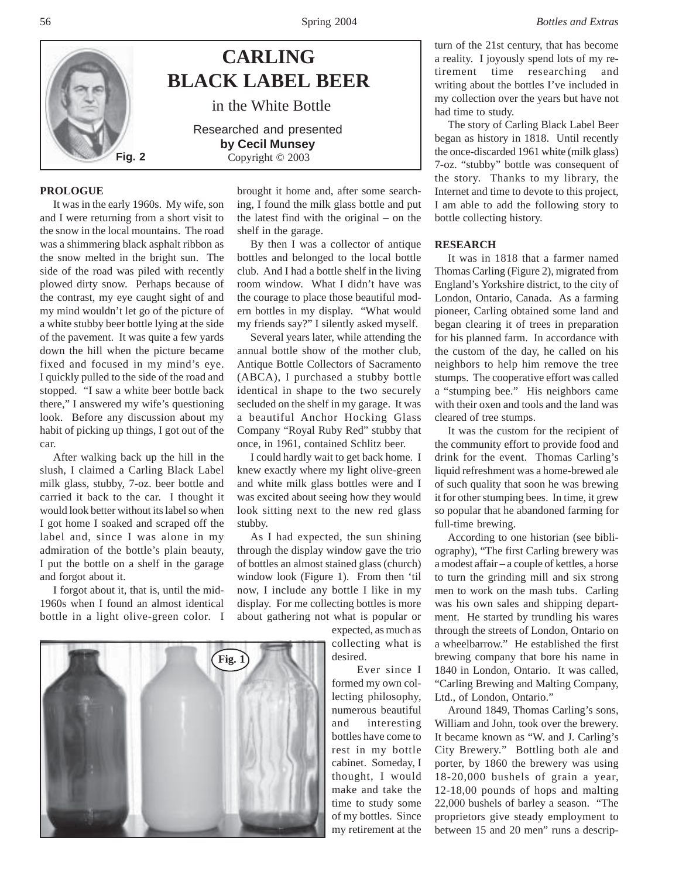# CARLING BLACK LABEL BEER

in the White Bottle

Researched and presented **by Cecil Munsey**
Copyright © 2003

Fig. 2

**PROLOGUE**

It was in the early 1960s. My wife, son and I were returning from a short visit to the snow in the local mountains. The road was a shimmering black asphalt ribbon as the snow melted in the bright sun. The side of the road was piled with recently plowed dirty snow. Perhaps because of the contrast, my eye caught sight of and my mind wouldn't let go of the picture of a white stubby beer bottle lying at the side of the pavement. It was quite a few yards down the hill when the picture became fixed and focused in my mind's eye. I quickly pulled to the side of the road and stopped. "I saw a white beer bottle back there," I answered my wife's questioning look. Before any discussion about my habit of picking up things, I got out of the car.

After walking back up the hill in the slush, I claimed a Carling Black Label milk glass, stubby, 7-oz. beer bottle and carried it back to the car. I thought it would look better without its label so when I got home I soaked and scraped off the label and, since I was alone in my admiration of the bottle's plain beauty, I put the bottle on a shelf in the garage and forgot about it.

I forgot about it, that is, until the mid-1960s when I found an almost identical bottle in a light olive-green color. I brought it home and, after some searching, I found the milk glass bottle and put the latest find with the original – on the shelf in the garage.

By then I was a collector of antique bottles and belonged to the local bottle club. And I had a bottle shelf in the living room window. What I didn't have was the courage to place those beautiful modern bottles in my display. "What would my friends say?" I silently asked myself.

Several years later, while attending the annual bottle show of the mother club, Antique Bottle Collectors of Sacramento (ABCA), I purchased a stubby bottle identical in shape to the two securely secluded on the shelf in my garage. It was a beautiful Anchor Hocking Glass Company "Royal Ruby Red" stubby that once, in 1961, contained Schlitz beer.

I could hardly wait to get back home. I knew exactly where my light olive-green and white milk glass bottles were and I was excited about seeing how they would look sitting next to the new red glass stubby.

As I had expected, the sun shining through the display window gave the trio of bottles an almost stained glass (church) window look (Figure 1). From then 'til now, I include any bottle I like in my display. For me collecting bottles is more about gathering not what is popular or expected, as much as collecting what is desired.

Fig. 1

Ever since I formed my own collecting philosophy, numerous beautiful and interesting bottles have come to rest in my bottle cabinet. Someday, I thought, I would make and take the time to study some of my bottles. Since my retirement at the turn of the 21st century, that has become a reality. I joyously spend lots of my retirement time researching and writing about the bottles I've included in my collection over the years but have not had time to study.

The story of Carling Black Label Beer began as history in 1818. Until recently the once-discarded 1961 white (milk glass) 7-oz. "stubby" bottle was consequent of the story. Thanks to my library, the Internet and time to devote to this project, I am able to add the following story to bottle collecting history.

**RESEARCH**

It was in 1818 that a farmer named Thomas Carling (Figure 2), migrated from England's Yorkshire district, to the city of London, Ontario, Canada. As a farming pioneer, Carling obtained some land and began clearing it of trees in preparation for his planned farm. In accordance with the custom of the day, he called on his neighbors to help him remove the tree stumps. The cooperative effort was called a "stumping bee." His neighbors came with their oxen and tools and the land was cleared of tree stumps.

It was the custom for the recipient of the community effort to provide food and drink for the event. Thomas Carling's liquid refreshment was a home-brewed ale of such quality that soon he was brewing it for other stumping bees. In time, it grew so popular that he abandoned farming for full-time brewing.

According to one historian (see bibliography), "The first Carling brewery was a modest affair – a couple of kettles, a horse to turn the grinding mill and six strong men to work on the mash tubs. Carling was his own sales and shipping department. He started by trundling his wares through the streets of London, Ontario on a wheelbarrow." He established the first brewing company that bore his name in 1840 in London, Ontario. It was called, "Carling Brewing and Malting Company, Ltd., of London, Ontario."

Around 1849, Thomas Carling's sons, William and John, took over the brewery. It became known as "W. and J. Carling's City Brewery." Bottling both ale and porter, by 1860 the brewery was using 18-20,000 bushels of grain a year, 12-18,00 pounds of hops and malting 22,000 bushels of barley a season. "The proprietors give steady employment to between 15 and 20 men" runs a descrip-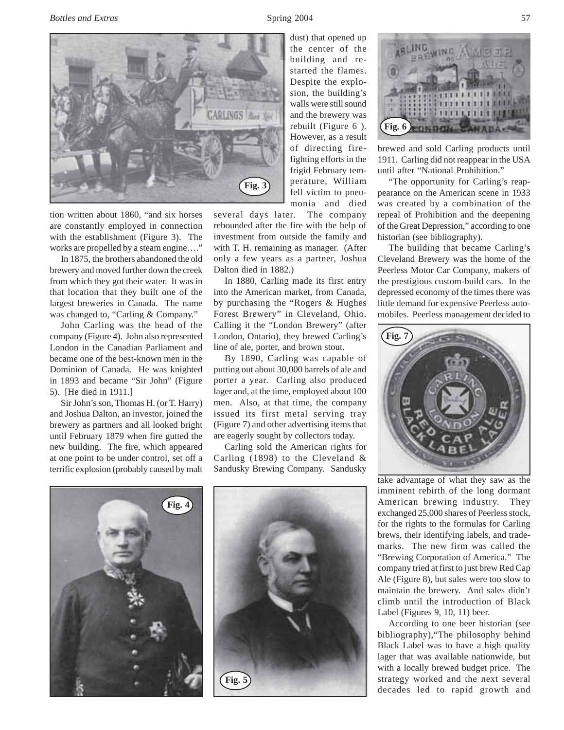tion written about 1860, "and six horses are constantly employed in connection with the establishment (Figure 3). The works are propelled by a steam engine…."

In 1875, the brothers abandoned the old brewery and moved further down the creek from which they got their water. It was in that location that they built one of the largest breweries in Canada. The name was changed to, "Carling & Company."

John Carling was the head of the company (Figure 4). John also represented London in the Canadian Parliament and became one of the best-known men in the Dominion of Canada. He was knighted in 1893 and became "Sir John" (Figure 5). [He died in 1911.]

Sir John's son, Thomas H. (or T. Harry) and Joshua Dalton, an investor, joined the brewery as partners and all looked bright until February 1879 when fire gutted the new building. The fire, which appeared at one point to be under control, set off a terrific explosion (probably caused by malt dust) that opened up the center of the building and restarted the flames. Despite the explosion, the building's walls were still sound and the brewery was rebuilt (Figure 6 ). However, as a result of directing firefighting efforts in the frigid February temperature, William fell victim to pneumonia and died several days later. The company rebounded after the fire with the help of investment from outside the family and with T. H. remaining as manager. (After only a few years as a partner, Joshua Dalton died in 1882.)

In 1880, Carling made its first entry into the American market, from Canada, by purchasing the "Rogers & Hughes Forest Brewery" in Cleveland, Ohio. Calling it the "London Brewery" (after London, Ontario), they brewed Carling's line of ale, porter, and brown stout.

By 1890, Carling was capable of putting out about 30,000 barrels of ale and porter a year. Carling also produced lager and, at the time, employed about 100 men. Also, at that time, the company issued its first metal serving tray (Figure 7) and other advertising items that are eagerly sought by collectors today.

Carling sold the American rights for Carling (1898) to the Cleveland & Sandusky Brewing Company. Sandusky brewed and sold Carling products until 1911. Carling did not reappear in the USA until after "National Prohibition."

"The opportunity for Carling's reappearance on the American scene in 1933 was created by a combination of the repeal of Prohibition and the deepening of the Great Depression," according to one historian (see bibliography).

The building that became Carling's Cleveland Brewery was the home of the Peerless Motor Car Company, makers of the prestigious custom-build cars. In the depressed economy of the times there was little demand for expensive Peerless automobiles. Peerless management decided to take advantage of what they saw as the imminent rebirth of the long dormant American brewing industry. They exchanged 25,000 shares of Peerless stock, for the rights to the formulas for Carling brews, their identifying labels, and trademarks. The new firm was called the "Brewing Corporation of America." The company tried at first to just brew Red Cap Ale (Figure 8), but sales were too slow to maintain the brewery. And sales didn't climb until the introduction of Black Label (Figures 9, 10, 11) beer.

According to one beer historian (see bibliography),"The philosophy behind Black Label was to have a high quality lager that was available nationwide, but with a locally brewed budget price. The strategy worked and the next several decades led to rapid growth and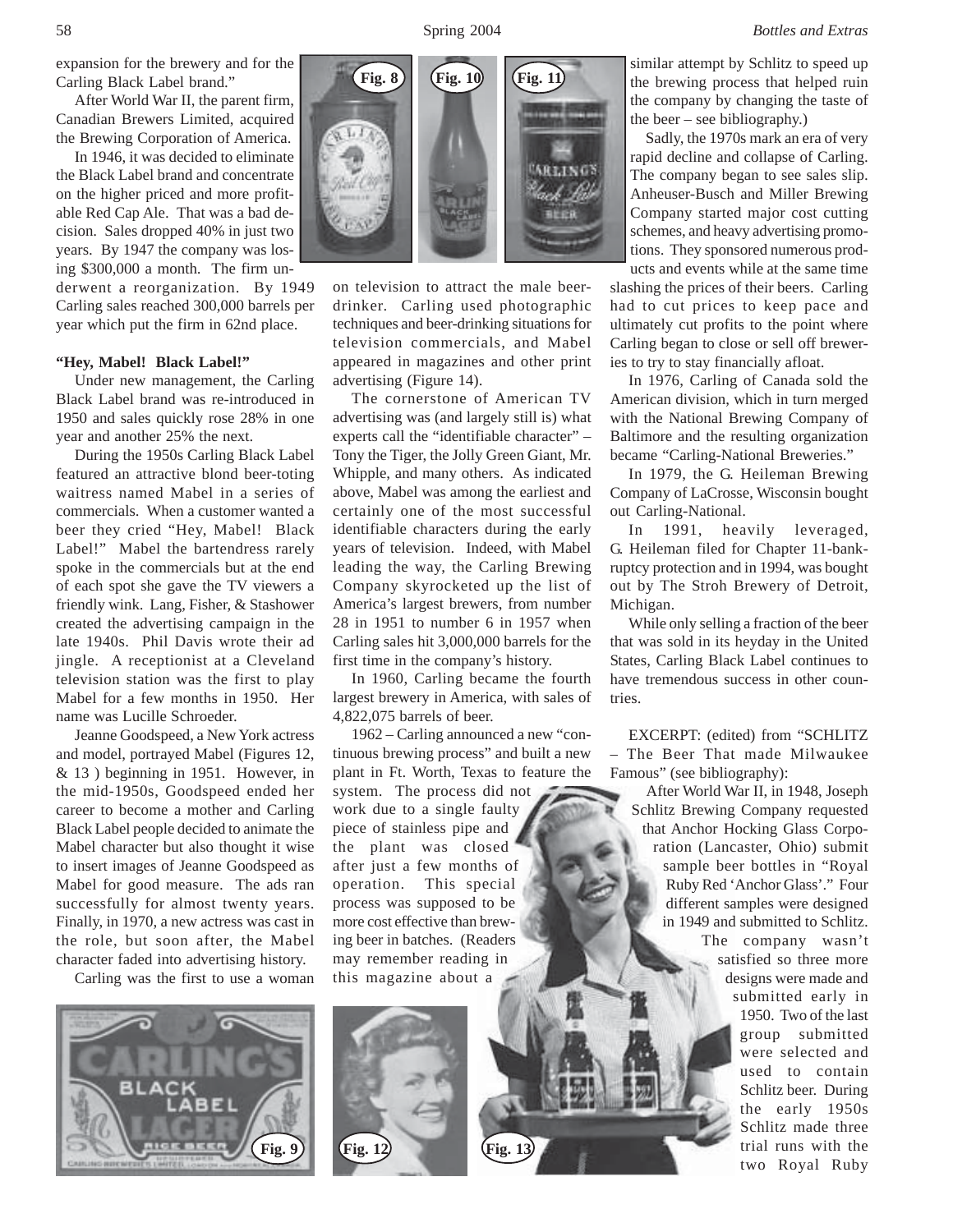expansion for the brewery and for the Carling Black Label brand."

After World War II, the parent firm, Canadian Brewers Limited, acquired the Brewing Corporation of America.

In 1946, it was decided to eliminate the Black Label brand and concentrate on the higher priced and more profitable Red Cap Ale. That was a bad decision. Sales dropped 40% in just two years. By 1947 the company was losing $300,000 a month. The firm underwent a reorganization. By 1949 Carling sales reached 300,000 barrels per year which put the firm in 62nd place.

**"Hey, Mabel! Black Label!"**

Under new management, the Carling Black Label brand was re-introduced in 1950 and sales quickly rose 28% in one year and another 25% the next.

During the 1950s Carling Black Label featured an attractive blond beer-toting waitress named Mabel in a series of commercials. When a customer wanted a beer they cried "Hey, Mabel! Black Label!" Mabel the bartendress rarely spoke in the commercials but at the end of each spot she gave the TV viewers a friendly wink. Lang, Fisher, & Stashower created the advertising campaign in the late 1940s. Phil Davis wrote their ad jingle. A receptionist at a Cleveland television station was the first to play Mabel for a few months in 1950. Her name was Lucille Schroeder.

Jeanne Goodspeed, a New York actress and model, portrayed Mabel (Figures 12, & 13 ) beginning in 1951. However, in the mid-1950s, Goodspeed ended her career to become a mother and Carling Black Label people decided to animate the Mabel character but also thought it wise to insert images of Jeanne Goodspeed as Mabel for good measure. The ads ran successfully for almost twenty years. Finally, in 1970, a new actress was cast in the role, but soon after, the Mabel character faded into advertising history.

Carling was the first to use a woman on television to attract the male beer-drinker. Carling used photographic techniques and beer-drinking situations for television commercials, and Mabel appeared in magazines and other print advertising (Figure 14).

The cornerstone of American TV advertising was (and largely still is) what experts call the "identifiable character" – Tony the Tiger, the Jolly Green Giant, Mr. Whipple, and many others. As indicated above, Mabel was among the earliest and certainly one of the most successful identifiable characters during the early years of television. Indeed, with Mabel leading the way, the Carling Brewing Company skyrocketed up the list of America's largest brewers, from number 28 in 1951 to number 6 in 1957 when Carling sales hit 3,000,000 barrels for the first time in the company's history.

In 1960, Carling became the fourth largest brewery in America, with sales of 4,822,075 barrels of beer.

1962 – Carling announced a new "continuous brewing process" and built a new plant in Ft. Worth, Texas to feature the system. The process did not work due to a single faulty piece of stainless pipe and the plant was closed after just a few months of operation. This special process was supposed to be more cost effective than brewing beer in batches. (Readers may remember reading in this magazine about a similar attempt by Schlitz to speed up the brewing process that helped ruin the company by changing the taste of the beer – see bibliography.)

Sadly, the 1970s mark an era of very rapid decline and collapse of Carling. The company began to see sales slip. Anheuser-Busch and Miller Brewing Company started major cost cutting schemes, and heavy advertising promotions. They sponsored numerous products and events while at the same time slashing the prices of their beers. Carling had to cut prices to keep pace and ultimately cut profits to the point where Carling began to close or sell off breweries to try to stay financially afloat.

In 1976, Carling of Canada sold the American division, which in turn merged with the National Brewing Company of Baltimore and the resulting organization became "Carling-National Breweries."

In 1979, the G. Heileman Brewing Company of LaCrosse, Wisconsin bought out Carling-National.

In 1991, heavily leveraged, G. Heileman filed for Chapter 11-bankruptcy protection and in 1994, was bought out by The Stroh Brewery of Detroit, Michigan.

While only selling a fraction of the beer that was sold in its heyday in the United States, Carling Black Label continues to have tremendous success in other countries.

EXCERPT: (edited) from "SCHLITZ – The Beer That made Milwaukee Famous" (see bibliography):

After World War II, in 1948, Joseph Schlitz Brewing Company requested that Anchor Hocking Glass Corporation (Lancaster, Ohio) submit sample beer bottles in "Royal Ruby Red 'Anchor Glass'." Four different samples were designed in 1949 and submitted to Schlitz. The company wasn't satisfied so three more designs were made and submitted early in 1950. Two of the last group submitted were selected and used to contain Schlitz beer. During the early 1950s Schlitz made three trial runs with the two Royal Ruby

Fig. 8 Fig. 10 Fig. 11

Fig. 9 Fig. 12 Fig. 13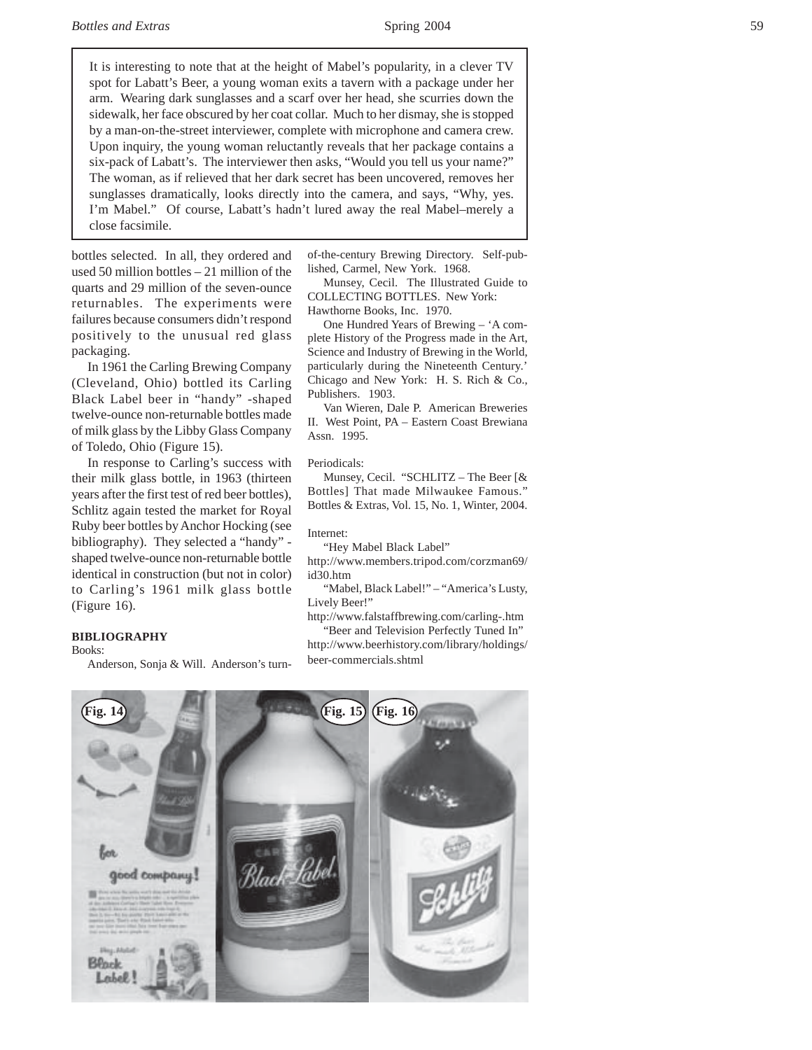It is interesting to note that at the height of Mabel's popularity, in a clever TV spot for Labatt's Beer, a young woman exits a tavern with a package under her arm. Wearing dark sunglasses and a scarf over her head, she scurries down the sidewalk, her face obscured by her coat collar. Much to her dismay, she is stopped by a man-on-the-street interviewer, complete with microphone and camera crew. Upon inquiry, the young woman reluctantly reveals that her package contains a six-pack of Labatt's. The interviewer then asks, "Would you tell us your name?" The woman, as if relieved that her dark secret has been uncovered, removes her sunglasses dramatically, looks directly into the camera, and says, "Why, yes. I'm Mabel." Of course, Labatt's hadn't lured away the real Mabel–merely a close facsimile.

bottles selected. In all, they ordered and used 50 million bottles – 21 million of the quarts and 29 million of the seven-ounce returnables. The experiments were failures because consumers didn't respond positively to the unusual red glass packaging.

In 1961 the Carling Brewing Company (Cleveland, Ohio) bottled its Carling Black Label beer in "handy" -shaped twelve-ounce non-returnable bottles made of milk glass by the Libby Glass Company of Toledo, Ohio (Figure 15).

In response to Carling's success with their milk glass bottle, in 1963 (thirteen years after the first test of red beer bottles), Schlitz again tested the market for Royal Ruby beer bottles by Anchor Hocking (see bibliography). They selected a "handy" - shaped twelve-ounce non-returnable bottle identical in construction (but not in color) to Carling's 1961 milk glass bottle (Figure 16).

**BIBLIOGRAPHY**

Books:

Anderson, Sonja & Will. Anderson's turn-of-the-century Brewing Directory. Self-published, Carmel, New York. 1968.

Munsey, Cecil. The Illustrated Guide to COLLECTING BOTTLES. New York: Hawthorne Books, Inc. 1970.

One Hundred Years of Brewing – 'A complete History of the Progress made in the Art, Science and Industry of Brewing in the World, particularly during the Nineteenth Century.' Chicago and New York: H. S. Rich & Co., Publishers. 1903.

Van Wieren, Dale P. American Breweries II. West Point, PA – Eastern Coast Brewiana Assn. 1995.

Periodicals:

Munsey, Cecil. "SCHLITZ – The Beer [& Bottles] That made Milwaukee Famous." Bottles & Extras, Vol. 15, No. 1, Winter, 2004.

Internet:

"Hey Mabel Black Label"
http://www.members.tripod.com/corzman69/id30.htm

"Mabel, Black Label!" – "America's Lusty, Lively Beer!"
http://www.falstaffbrewing.com/carling-.htm

"Beer and Television Perfectly Tuned In"
http://www.beerhistory.com/library/holdings/beer-commercials.shtml

Fig. 14

Fig. 15

Fig. 16